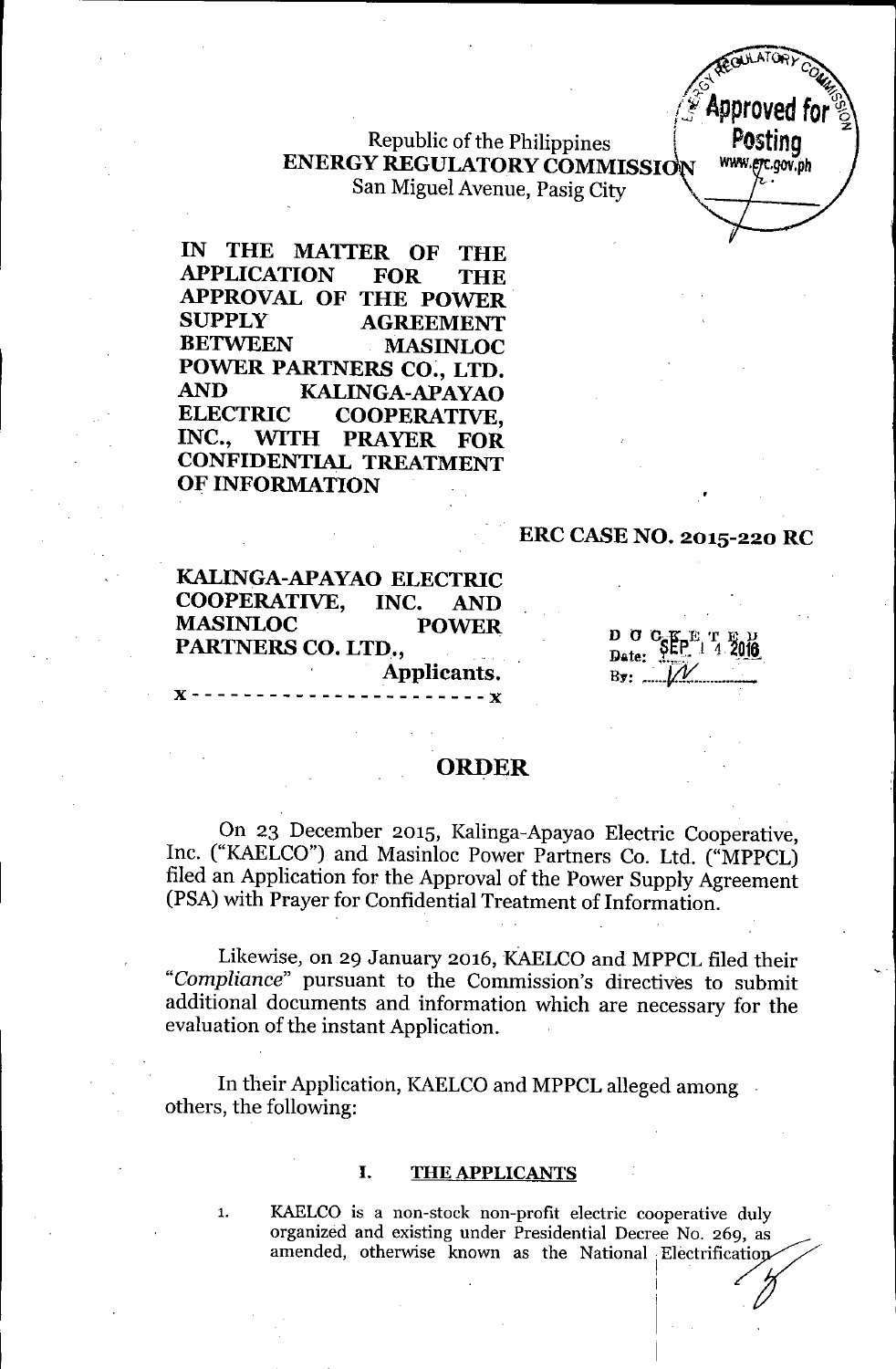Republic of the Philippines
**ENERGY REGULATORY COMMISSION**
San Miguel Avenue, Pasig City

**IN THE MATTER OF THE APPLICATION FOR THE APPROVAL OF THE POWER SUPPLY AGREEMENT BETWEEN MASINLOC POWER PARTNERS CO., LTD. AND KALINGA-APAYAO ELECTRIC COOPERATIVE, INC., WITH PRAYER FOR CONFIDENTIAL TREATMENT OF INFORMATION**

**ERC CASE NO. 2015-220 RC**

**KALINGA-APAYAO ELECTRIC COOPERATIVE, INC. AND MASINLOC POWER PARTNERS CO. LTD.,**
**Applicants.**
x - - - - - - - - - - - - - - - - - - - - - - x

DOCKETED
Date: SEP 14 2016
By: ___

# ORDER

On 23 December 2015, Kalinga-Apayao Electric Cooperative, Inc. ("KAELCO") and Masinloc Power Partners Co. Ltd. ("MPPCL) filed an Application for the Approval of the Power Supply Agreement (PSA) with Prayer for Confidential Treatment of Information.

Likewise, on 29 January 2016, KAELCO and MPPCL filed their "*Compliance*" pursuant to the Commission's directives to submit additional documents and information which are necessary for the evaluation of the instant Application.

In their Application, KAELCO and MPPCL alleged among others, the following:

## I. THE APPLICANTS

1. KAELCO is a non-stock non-profit electric cooperative duly organized and existing under Presidential Decree No. 269, as amended, otherwise known as the National Electrification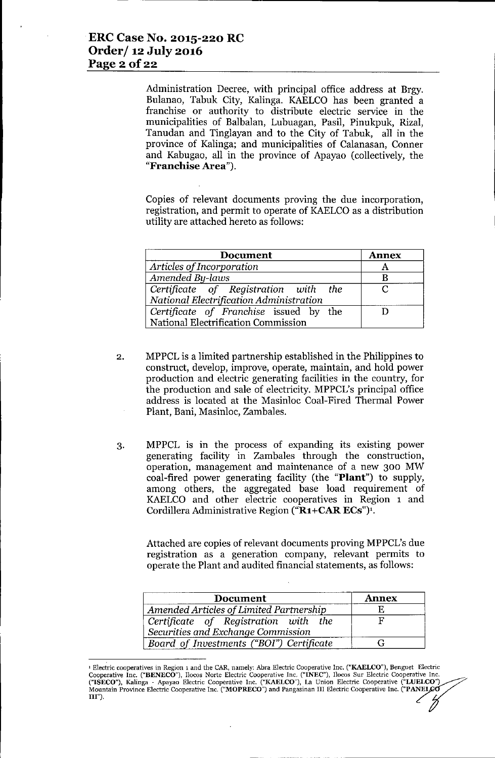Administration Decree, with principal office address at Brgy. Bulanao, Tabuk City, Kalinga. KAELCO has been granted a franchise or authority to distribute electric service in the municipalities of Balbalan, Lubuagan, Pasil, Pinukpuk, Rizal, Tanudan and Tinglayan and to the City of Tabuk, all in the province of Kalinga; and municipalities of Calanasan, Conner and Kabugao, all in the province of Apayao (collectively, the "**Franchise Area**").

Copies of relevant documents proving the due incorporation, registration, and permit to operate of KAELCO as a distribution utility are attached hereto as follows:

| Document | Annex |
|---|---|
| *Articles of Incorporation* | A |
| *Amended By-laws* | B |
| *Certificate of Registration with the National Electrification Administration* | C |
| *Certificate of Franchise* issued by the National Electrification Commission | D |

2. MPPCL is a limited partnership established in the Philippines to construct, develop, improve, operate, maintain, and hold power production and electric generating facilities in the country, for the production and sale of electricity. MPPCL's principal office address is located at the Masinloc Coal-Fired Thermal Power Plant, Bani, Masinloc, Zambales.

3. MPPCL is in the process of expanding its existing power generating facility in Zambales through the construction, operation, management and maintenance of a new 300 MW coal-fired power generating facility (the "**Plant**") to supply, among others, the aggregated base load requirement of KAELCO and other electric cooperatives in Region 1 and Cordillera Administrative Region ("**R1+CAR ECs**")[1].

Attached are copies of relevant documents proving MPPCL's due registration as a generation company, relevant permits to operate the Plant and audited financial statements, as follows:

| Document | Annex |
|---|---|
| *Amended Articles of Limited Partnership* | E |
| *Certificate of Registration with the Securities and Exchange Commission* | F |
| *Board of Investments ("BOI") Certificate* | G |

[1] Electric cooperatives in Region 1 and the CAR, namely: Abra Electric Cooperative Inc. ("**KAELCO**"), Benguet Electric Cooperative Inc. ("**BENECO**"), Ilocos Norte Electric Cooperative Inc. ("**INEC**"), Ilocos Sur Electric Cooperative Inc. ("**ISECO**"), Kalinga - Apayao Electric Cooperative Inc. ("**KAELCO**"), La Union Electric Cooperative ("**LUELCO**") Mountain Province Electric Cooperative Inc. ("**MOPRECO**") and Pangasinan III Electric Cooperative Inc. ("**PANELCO III**").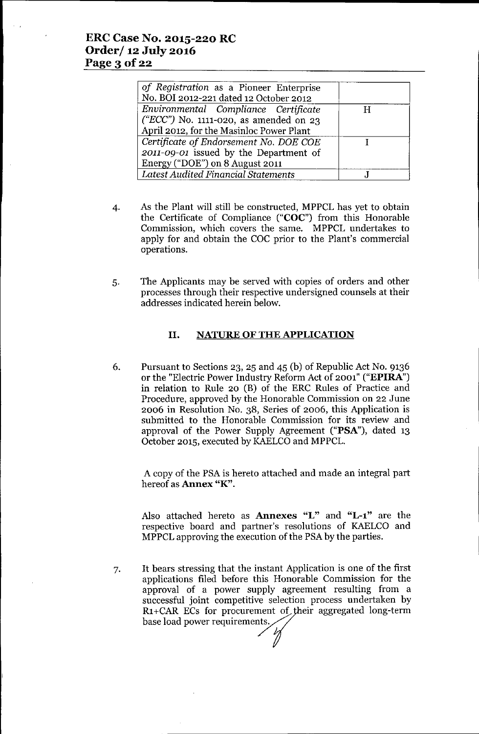| | |
|---|---|
| *of Registration* as a Pioneer Enterprise No. BOI 2012-221 dated 12 October 2012 | |
| *Environmental Compliance Certificate ("ECC")* No. 1111-020, as amended on 23 April 2012, for the Masinloc Power Plant | H |
| *Certificate of Endorsement No. DOE COE 2011-09-01* issued by the Department of Energy ("DOE") on 8 August 2011 | I |
| *Latest Audited Financial Statements* | J |

4. As the Plant will still be constructed, MPPCL has yet to obtain the Certificate of Compliance ("**COC**") from this Honorable Commission, which covers the same. MPPCL undertakes to apply for and obtain the COC prior to the Plant's commercial operations.

5. The Applicants may be served with copies of orders and other processes through their respective undersigned counsels at their addresses indicated herein below.

## II. NATURE OF THE APPLICATION

6. Pursuant to Sections 23, 25 and 45 (b) of Republic Act No. 9136 or the "Electric Power Industry Reform Act of 2001" ("**EPIRA**") in relation to Rule 20 (B) of the ERC Rules of Practice and Procedure, approved by the Honorable Commission on 22 June 2006 in Resolution No. 38, Series of 2006, this Application is submitted to the Honorable Commission for its review and approval of the Power Supply Agreement ("**PSA**"), dated 13 October 2015, executed by KAELCO and MPPCL.

   A copy of the PSA is hereto attached and made an integral part hereof as **Annex "K"**.

   Also attached hereto as **Annexes "L"** and **"L-1"** are the respective board and partner's resolutions of KAELCO and MPPCL approving the execution of the PSA by the parties.

7. It bears stressing that the instant Application is one of the first applications filed before this Honorable Commission for the approval of a power supply agreement resulting from a successful joint competitive selection process undertaken by R1+CAR ECs for procurement of their aggregated long-term base load power requirements.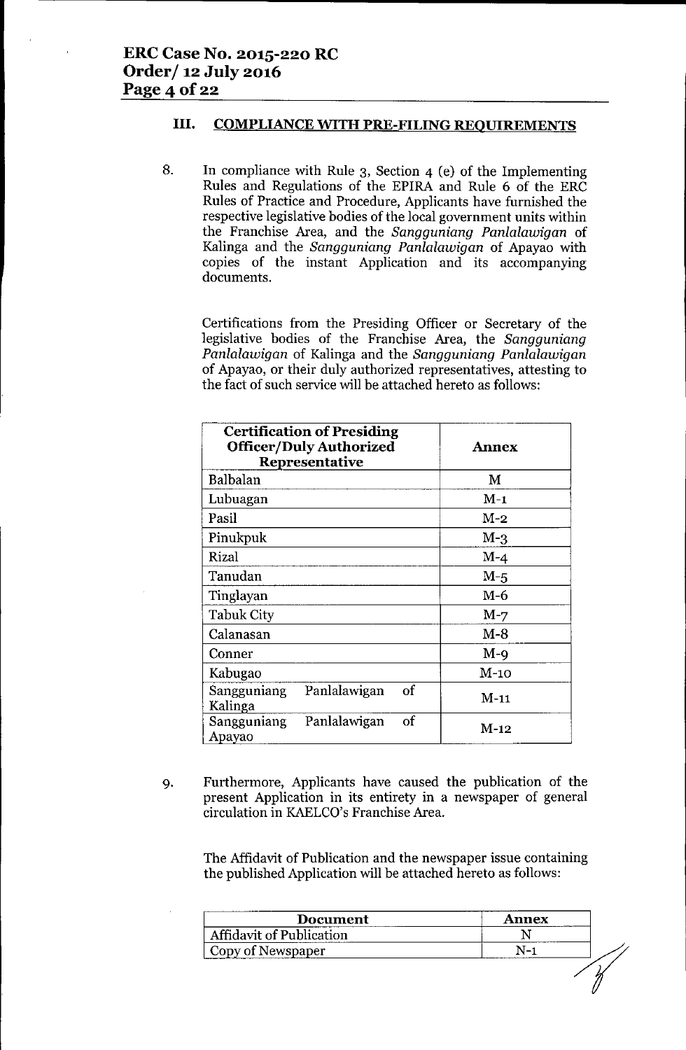## III. COMPLIANCE WITH PRE-FILING REQUIREMENTS

8. In compliance with Rule 3, Section 4 (e) of the Implementing Rules and Regulations of the EPIRA and Rule 6 of the ERC Rules of Practice and Procedure, Applicants have furnished the respective legislative bodies of the local government units within the Franchise Area, and the *Sangguniang Panlalawigan* of Kalinga and the *Sangguniang Panlalawigan* of Apayao with copies of the instant Application and its accompanying documents.

   Certifications from the Presiding Officer or Secretary of the legislative bodies of the Franchise Area, the *Sangguniang Panlalawigan* of Kalinga and the *Sangguniang Panlalawigan* of Apayao, or their duly authorized representatives, attesting to the fact of such service will be attached hereto as follows:

| Certification of Presiding Officer/Duly Authorized Representative | Annex |
|---|---|
| Balbalan | M |
| Lubuagan | M-1 |
| Pasil | M-2 |
| Pinukpuk | M-3 |
| Rizal | M-4 |
| Tanudan | M-5 |
| Tinglayan | M-6 |
| Tabuk City | M-7 |
| Calanasan | M-8 |
| Conner | M-9 |
| Kabugao | M-10 |
| Sangguniang Panlalawigan of Kalinga | M-11 |
| Sangguniang Panlalawigan of Apayao | M-12 |

9. Furthermore, Applicants have caused the publication of the present Application in its entirety in a newspaper of general circulation in KAELCO's Franchise Area.

   The Affidavit of Publication and the newspaper issue containing the published Application will be attached hereto as follows:

| Document | Annex |
|---|---|
| Affidavit of Publication | N |
| Copy of Newspaper | N-1 |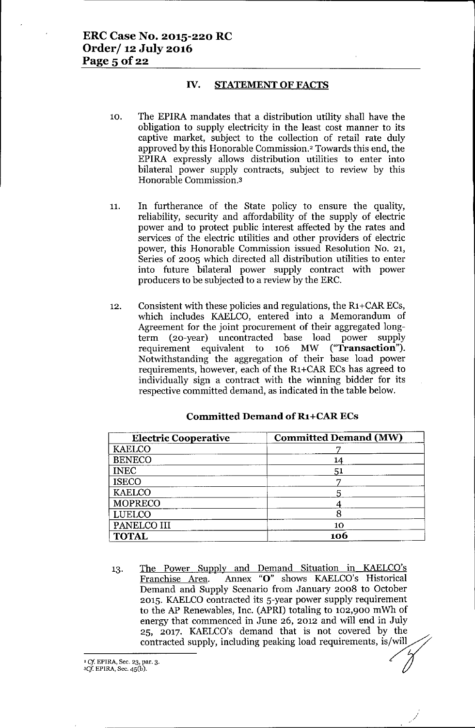## IV. STATEMENT OF FACTS

10. The EPIRA mandates that a distribution utility shall have the obligation to supply electricity in the least cost manner to its captive market, subject to the collection of retail rate duly approved by this Honorable Commission.[2] Towards this end, the EPIRA expressly allows distribution utilities to enter into bilateral power supply contracts, subject to review by this Honorable Commission.[3]

11. In furtherance of the State policy to ensure the quality, reliability, security and affordability of the supply of electric power and to protect public interest affected by the rates and services of the electric utilities and other providers of electric power, this Honorable Commission issued Resolution No. 21, Series of 2005 which directed all distribution utilities to enter into future bilateral power supply contract with power producers to be subjected to a review by the ERC.

12. Consistent with these policies and regulations, the R1+CAR ECs, which includes KAELCO, entered into a Memorandum of Agreement for the joint procurement of their aggregated long-term (20-year) uncontracted base load power supply requirement equivalent to 106 MW (**"Transaction"**). Notwithstanding the aggregation of their base load power requirements, however, each of the R1+CAR ECs has agreed to individually sign a contract with the winning bidder for its respective committed demand, as indicated in the table below.

**Committed Demand of R1+CAR ECs**

| Electric Cooperative | Committed Demand (MW) |
|---|---|
| KAELCO | 7 |
| BENECO | 14 |
| INEC | 51 |
| ISECO | 7 |
| KAELCO | 5 |
| MOPRECO | 4 |
| LUELCO | 8 |
| PANELCO III | 10 |
| **TOTAL** | **106** |

13. <u>The Power Supply and Demand Situation in KAELCO's Franchise Area.</u> Annex "O" shows KAELCO's Historical Demand and Supply Scenario from January 2008 to October 2015. KAELCO contracted its 5-year power supply requirement to the AP Renewables, Inc. (APRI) totaling to 102,900 mWh of energy that commenced in June 26, 2012 and will end in July 25, 2017. KAELCO's demand that is not covered by the contracted supply, including peaking load requirements, is/will

---

[2] *Cf.* EPIRA, Sec. 23, par. 3.

[3] *Cf.* EPIRA, Sec. 45(b).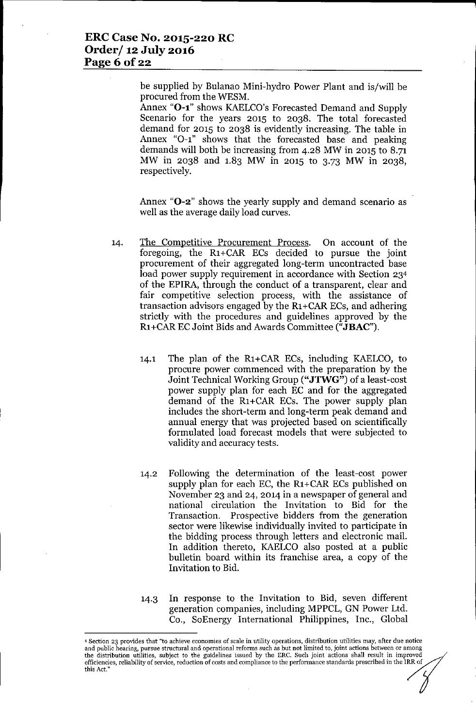be supplied by Bulanao Mini-hydro Power Plant and is/will be procured from the WESM.

Annex "**O-1**" shows KAELCO's Forecasted Demand and Supply Scenario for the years 2015 to 2038. The total forecasted demand for 2015 to 2038 is evidently increasing. The table in Annex "O-1" shows that the forecasted base and peaking demands will both be increasing from 4.28 MW in 2015 to 8.71 MW in 2038 and 1.83 MW in 2015 to 3.73 MW in 2038, respectively.

Annex "**O-2**" shows the yearly supply and demand scenario as well as the average daily load curves.

14. The Competitive Procurement Process. On account of the foregoing, the R1+CAR ECs decided to pursue the joint procurement of their aggregated long-term uncontracted base load power supply requirement in accordance with Section 23[4] of the EPIRA, through the conduct of a transparent, clear and fair competitive selection process, with the assistance of transaction advisors engaged by the R1+CAR ECs, and adhering strictly with the procedures and guidelines approved by the R1+CAR EC Joint Bids and Awards Committee ("**JBAC**").

    14.1 The plan of the R1+CAR ECs, including KAELCO, to procure power commenced with the preparation by the Joint Technical Working Group ("**JTWG**") of a least-cost power supply plan for each EC and for the aggregated demand of the R1+CAR ECs. The power supply plan includes the short-term and long-term peak demand and annual energy that was projected based on scientifically formulated load forecast models that were subjected to validity and accuracy tests.

    14.2 Following the determination of the least-cost power supply plan for each EC, the R1+CAR ECs published on November 23 and 24, 2014 in a newspaper of general and national circulation the Invitation to Bid for the Transaction. Prospective bidders from the generation sector were likewise individually invited to participate in the bidding process through letters and electronic mail. In addition thereto, KAELCO also posted at a public bulletin board within its franchise area, a copy of the Invitation to Bid.

    14.3 In response to the Invitation to Bid, seven different generation companies, including MPPCL, GN Power Ltd. Co., SoEnergy International Philippines, Inc., Global

---

[4] Section 23 provides that "to achieve economies of scale in utility operations, distribution utilities may, after due notice and public hearing, pursue structural and operational reforms such as but not limited to, joint actions between or among the distribution utilities, subject to the guidelines issued by the ERC. Such joint actions shall result in improved efficiencies, reliability of service, reduction of costs and compliance to the performance standards prescribed in the IRR of this Act."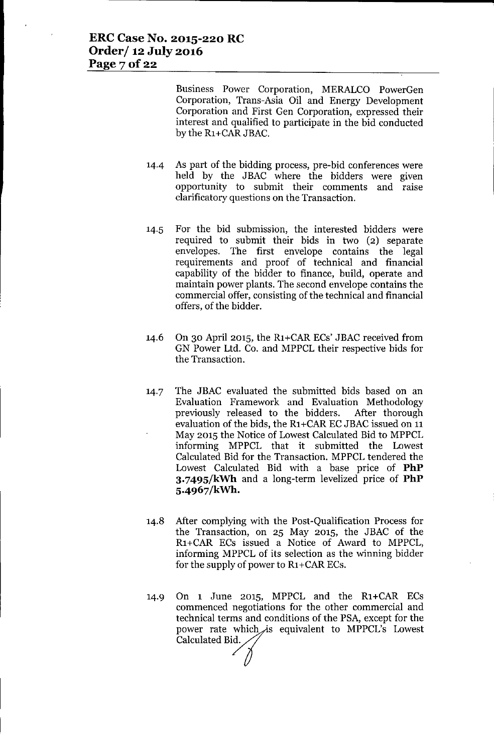Business Power Corporation, MERALCO PowerGen Corporation, Trans-Asia Oil and Energy Development Corporation and First Gen Corporation, expressed their interest and qualified to participate in the bid conducted by the R1+CAR JBAC.

14.4 As part of the bidding process, pre-bid conferences were held by the JBAC where the bidders were given opportunity to submit their comments and raise clarificatory questions on the Transaction.

14.5 For the bid submission, the interested bidders were required to submit their bids in two (2) separate envelopes. The first envelope contains the legal requirements and proof of technical and financial capability of the bidder to finance, build, operate and maintain power plants. The second envelope contains the commercial offer, consisting of the technical and financial offers, of the bidder.

14.6 On 30 April 2015, the R1+CAR ECs' JBAC received from GN Power Ltd. Co. and MPPCL their respective bids for the Transaction.

14.7 The JBAC evaluated the submitted bids based on an Evaluation Framework and Evaluation Methodology previously released to the bidders. After thorough evaluation of the bids, the R1+CAR EC JBAC issued on 11 May 2015 the Notice of Lowest Calculated Bid to MPPCL informing MPPCL that it submitted the Lowest Calculated Bid for the Transaction. MPPCL tendered the Lowest Calculated Bid with a base price of **PhP 3.7495/kWh** and a long-term levelized price of **PhP 5.4967/kWh.**

14.8 After complying with the Post-Qualification Process for the Transaction, on 25 May 2015, the JBAC of the R1+CAR ECs issued a Notice of Award to MPPCL, informing MPPCL of its selection as the winning bidder for the supply of power to R1+CAR ECs.

14.9 On 1 June 2015, MPPCL and the R1+CAR ECs commenced negotiations for the other commercial and technical terms and conditions of the PSA, except for the power rate which is equivalent to MPPCL's Lowest Calculated Bid.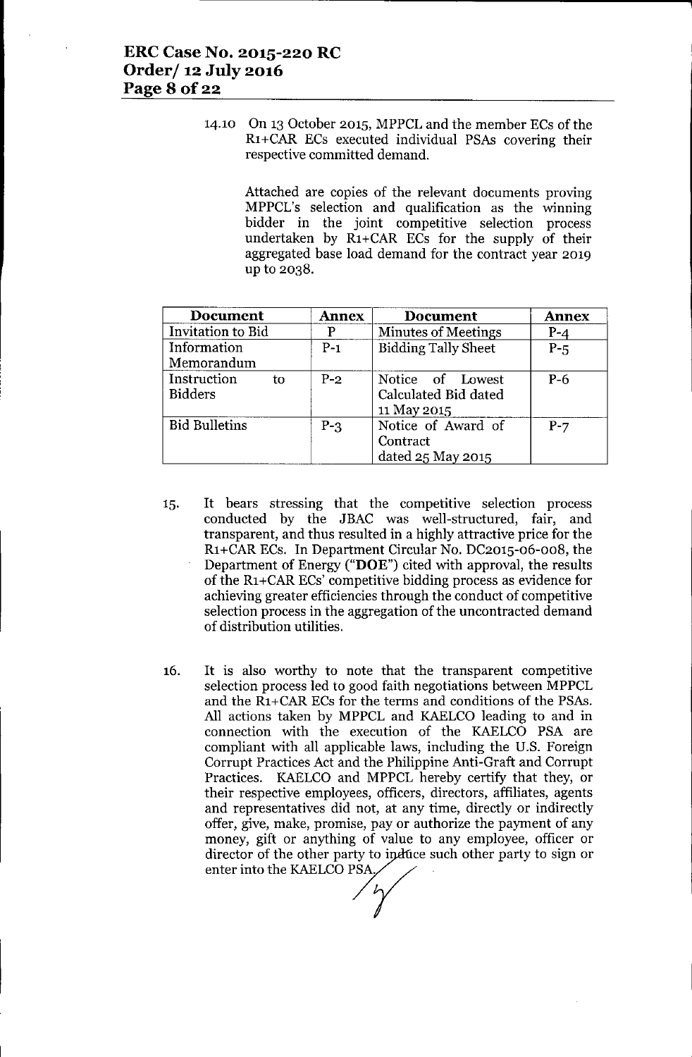14.10 On 13 October 2015, MPPCL and the member ECs of the R1+CAR ECs executed individual PSAs covering their respective committed demand.

Attached are copies of the relevant documents proving MPPCL's selection and qualification as the winning bidder in the joint competitive selection process undertaken by R1+CAR ECs for the supply of their aggregated base load demand for the contract year 2019 up to 2038.

| Document | Annex | Document | Annex |
|---|---|---|---|
| Invitation to Bid | P | Minutes of Meetings | P-4 |
| Information Memorandum | P-1 | Bidding Tally Sheet | P-5 |
| Instruction to Bidders | P-2 | Notice of Lowest Calculated Bid dated 11 May 2015 | P-6 |
| Bid Bulletins | P-3 | Notice of Award of Contract dated 25 May 2015 | P-7 |

15. It bears stressing that the competitive selection process conducted by the JBAC was well-structured, fair, and transparent, and thus resulted in a highly attractive price for the R1+CAR ECs. In Department Circular No. DC2015-06-008, the Department of Energy ("**DOE**") cited with approval, the results of the R1+CAR ECs' competitive bidding process as evidence for achieving greater efficiencies through the conduct of competitive selection process in the aggregation of the uncontracted demand of distribution utilities.

16. It is also worthy to note that the transparent competitive selection process led to good faith negotiations between MPPCL and the R1+CAR ECs for the terms and conditions of the PSAs. All actions taken by MPPCL and KAELCO leading to and in connection with the execution of the KAELCO PSA are compliant with all applicable laws, including the U.S. Foreign Corrupt Practices Act and the Philippine Anti-Graft and Corrupt Practices. KAELCO and MPPCL hereby certify that they, or their respective employees, officers, directors, affiliates, agents and representatives did not, at any time, directly or indirectly offer, give, make, promise, pay or authorize the payment of any money, gift or anything of value to any employee, officer or director of the other party to induce such other party to sign or enter into the KAELCO PSA.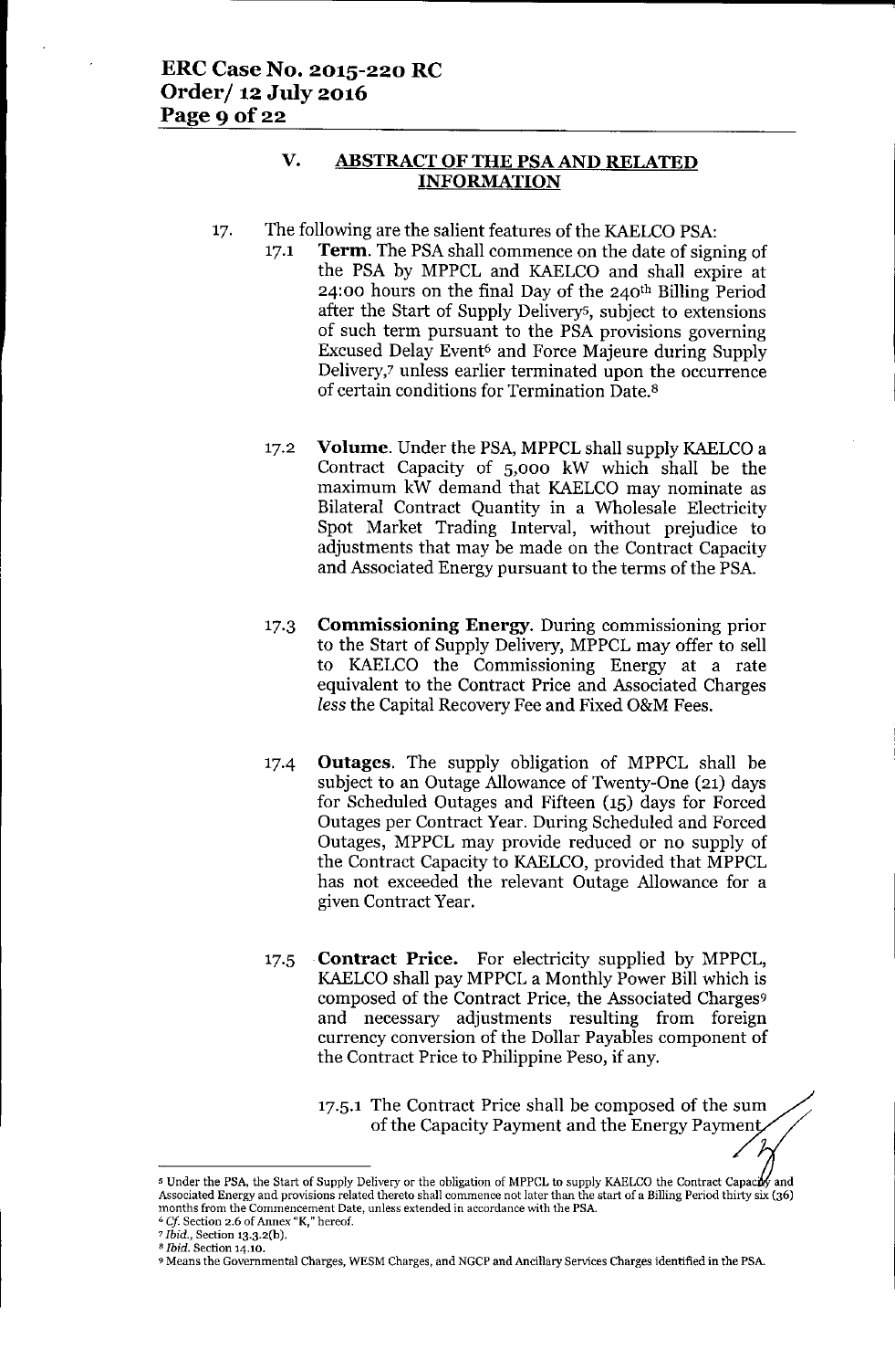## V. ABSTRACT OF THE PSA AND RELATED INFORMATION

17. The following are the salient features of the KAELCO PSA:

    17.1 **Term.** The PSA shall commence on the date of signing of the PSA by MPPCL and KAELCO and shall expire at 24:00 hours on the final Day of the 240th Billing Period after the Start of Supply Delivery[5], subject to extensions of such term pursuant to the PSA provisions governing Excused Delay Event[6] and Force Majeure during Supply Delivery,[7] unless earlier terminated upon the occurrence of certain conditions for Termination Date.[8]

    17.2 **Volume.** Under the PSA, MPPCL shall supply KAELCO a Contract Capacity of 5,000 kW which shall be the maximum kW demand that KAELCO may nominate as Bilateral Contract Quantity in a Wholesale Electricity Spot Market Trading Interval, without prejudice to adjustments that may be made on the Contract Capacity and Associated Energy pursuant to the terms of the PSA.

    17.3 **Commissioning Energy.** During commissioning prior to the Start of Supply Delivery, MPPCL may offer to sell to KAELCO the Commissioning Energy at a rate equivalent to the Contract Price and Associated Charges *less* the Capital Recovery Fee and Fixed O&M Fees.

    17.4 **Outages.** The supply obligation of MPPCL shall be subject to an Outage Allowance of Twenty-One (21) days for Scheduled Outages and Fifteen (15) days for Forced Outages per Contract Year. During Scheduled and Forced Outages, MPPCL may provide reduced or no supply of the Contract Capacity to KAELCO, provided that MPPCL has not exceeded the relevant Outage Allowance for a given Contract Year.

    17.5 **Contract Price.** For electricity supplied by MPPCL, KAELCO shall pay MPPCL a Monthly Power Bill which is composed of the Contract Price, the Associated Charges[9] and necessary adjustments resulting from foreign currency conversion of the Dollar Payables component of the Contract Price to Philippine Peso, if any.

        17.5.1 The Contract Price shall be composed of the sum of the Capacity Payment and the Energy Payment.

---

[5] Under the PSA, the Start of Supply Delivery or the obligation of MPPCL to supply KAELCO the Contract Capacity and Associated Energy and provisions related thereto shall commence not later than the start of a Billing Period thirty six (36) months from the Commencement Date, unless extended in accordance with the PSA.

[6] *Cf.* Section 2.6 of Annex "K," hereof.

[7] *Ibid.*, Section 13.3.2(b).

[8] *Ibid.* Section 14.10.

[9] Means the Governmental Charges, WESM Charges, and NGCP and Ancillary Services Charges identified in the PSA.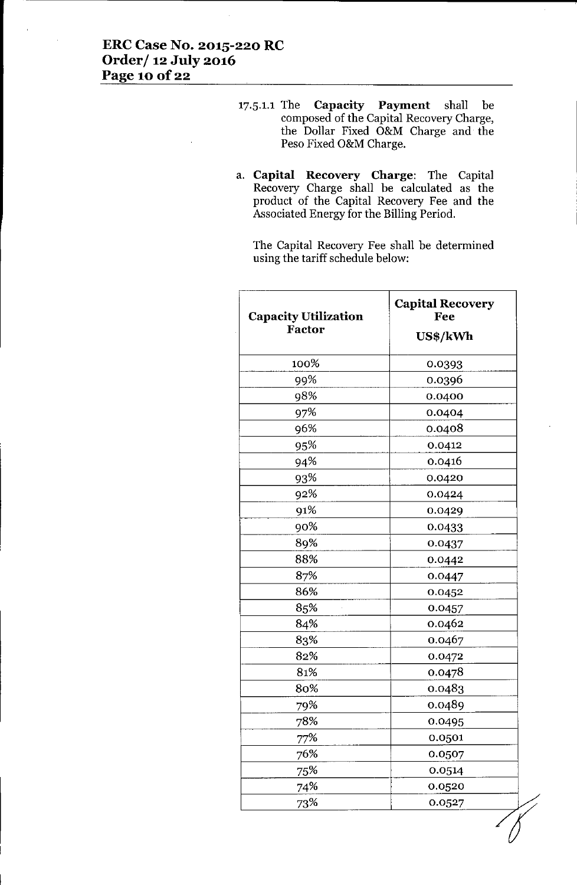17.5.1.1 The **Capacity Payment** shall be composed of the Capital Recovery Charge, the Dollar Fixed O&M Charge and the Peso Fixed O&M Charge.

a. **Capital Recovery Charge**: The Capital Recovery Charge shall be calculated as the product of the Capital Recovery Fee and the Associated Energy for the Billing Period.

The Capital Recovery Fee shall be determined using the tariff schedule below:

| Capacity Utilization Factor | Capital Recovery Fee US$/kWh |
|---|---|
| 100% | 0.0393 |
| 99% | 0.0396 |
| 98% | 0.0400 |
| 97% | 0.0404 |
| 96% | 0.0408 |
| 95% | 0.0412 |
| 94% | 0.0416 |
| 93% | 0.0420 |
| 92% | 0.0424 |
| 91% | 0.0429 |
| 90% | 0.0433 |
| 89% | 0.0437 |
| 88% | 0.0442 |
| 87% | 0.0447 |
| 86% | 0.0452 |
| 85% | 0.0457 |
| 84% | 0.0462 |
| 83% | 0.0467 |
| 82% | 0.0472 |
| 81% | 0.0478 |
| 80% | 0.0483 |
| 79% | 0.0489 |
| 78% | 0.0495 |
| 77% | 0.0501 |
| 76% | 0.0507 |
| 75% | 0.0514 |
| 74% | 0.0520 |
| 73% | 0.0527 |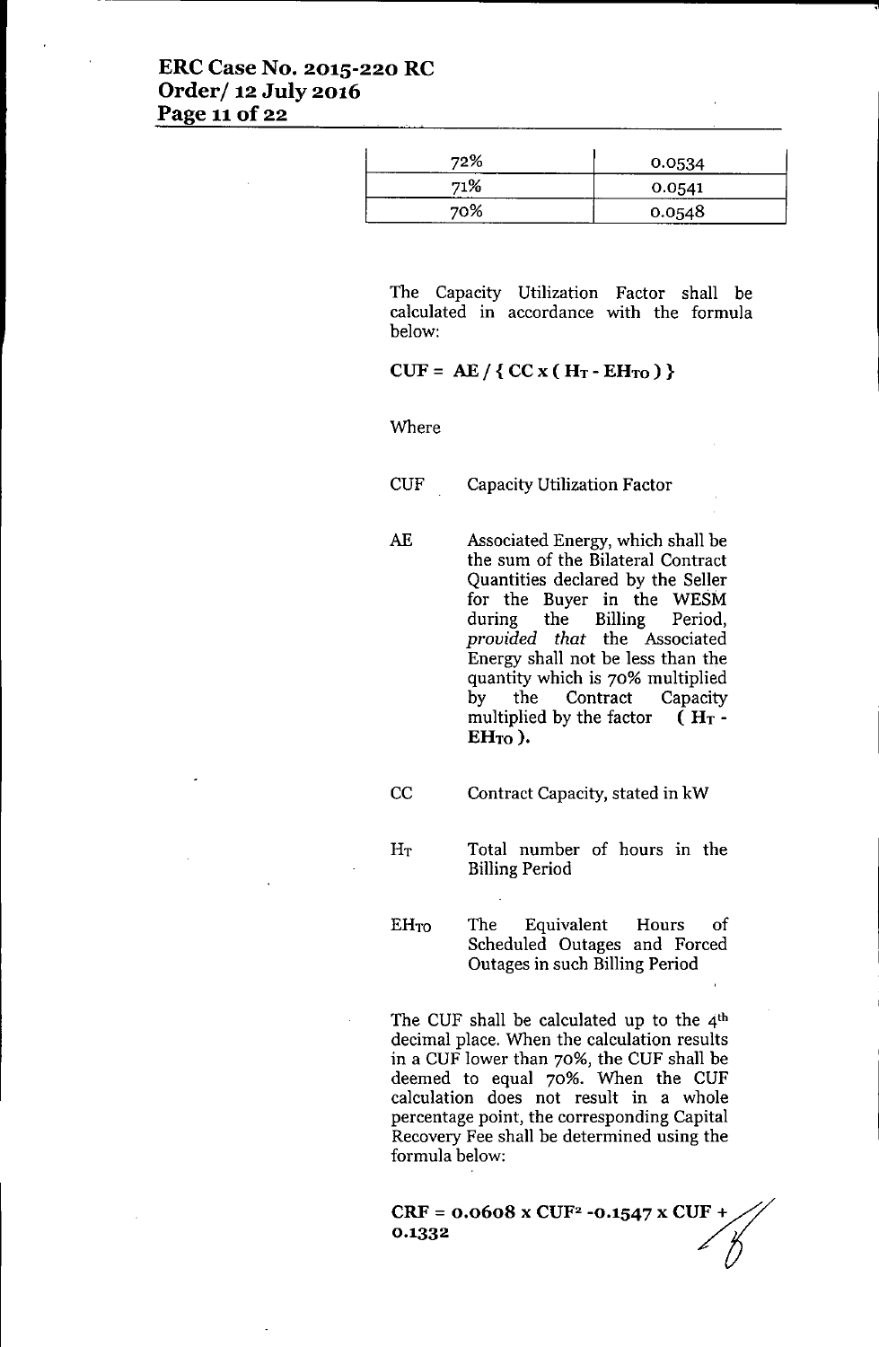| 72% | 0.0534 |
|---|---|
| 71% | 0.0541 |
| 70% | 0.0548 |

The Capacity Utilization Factor shall be calculated in accordance with the formula below:

$$\mathbf{CUF = AE / \{ CC \times ( H_T - EH_{TO} ) \}}$$

Where

CUF Capacity Utilization Factor

AE Associated Energy, which shall be the sum of the Bilateral Contract Quantities declared by the Seller for the Buyer in the WESM during the Billing Period, *provided that* the Associated Energy shall not be less than the quantity which is 70% multiplied by the Contract Capacity multiplied by the factor **( $H_T$ - $EH_{TO}$ ).**

CC Contract Capacity, stated in kW

$H_T$ Total number of hours in the Billing Period

$EH_{TO}$ The Equivalent Hours of Scheduled Outages and Forced Outages in such Billing Period

The CUF shall be calculated up to the 4th decimal place. When the calculation results in a CUF lower than 70%, the CUF shall be deemed to equal 70%. When the CUF calculation does not result in a whole percentage point, the corresponding Capital Recovery Fee shall be determined using the formula below:

$$\mathbf{CRF = 0.0608 \times CUF^2 - 0.1547 \times CUF + 0.1332}$$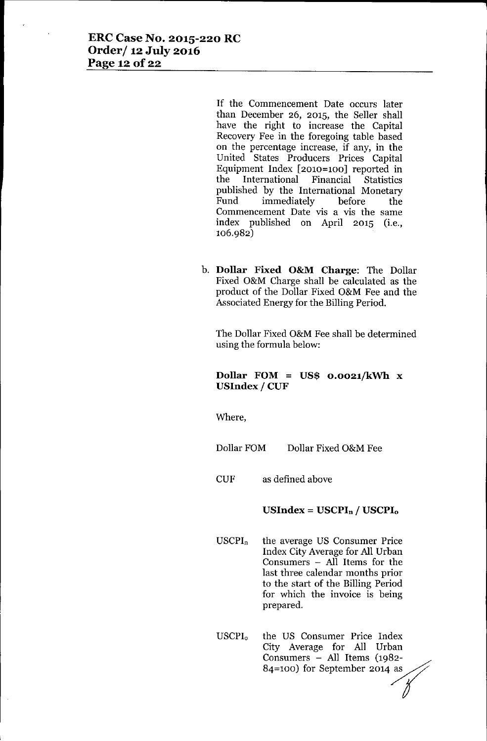If the Commencement Date occurs later than December 26, 2015, the Seller shall have the right to increase the Capital Recovery Fee in the foregoing table based on the percentage increase, if any, in the United States Producers Prices Capital Equipment Index [2010=100] reported in the International Financial Statistics published by the International Monetary Fund immediately before the Commencement Date vis a vis the same index published on April 2015 (i.e., 106.982)

b. **Dollar Fixed O&M Charge**: The Dollar Fixed O&M Charge shall be calculated as the product of the Dollar Fixed O&M Fee and the Associated Energy for the Billing Period.

The Dollar Fixed O&M Fee shall be determined using the formula below:

**Dollar FOM = US$ 0.0021/kWh x USIndex / CUF**

Where,

Dollar FOM &nbsp;&nbsp;&nbsp; Dollar Fixed O&M Fee

CUF &nbsp;&nbsp;&nbsp; as defined above

**$USIndex = USCPI_n / USCPI_o$**

$USCPI_n$ &nbsp;&nbsp;&nbsp; the average US Consumer Price Index City Average for All Urban Consumers – All Items for the last three calendar months prior to the start of the Billing Period for which the invoice is being prepared.

$USCPI_o$ &nbsp;&nbsp;&nbsp; the US Consumer Price Index City Average for All Urban Consumers – All Items (1982-84=100) for September 2014 as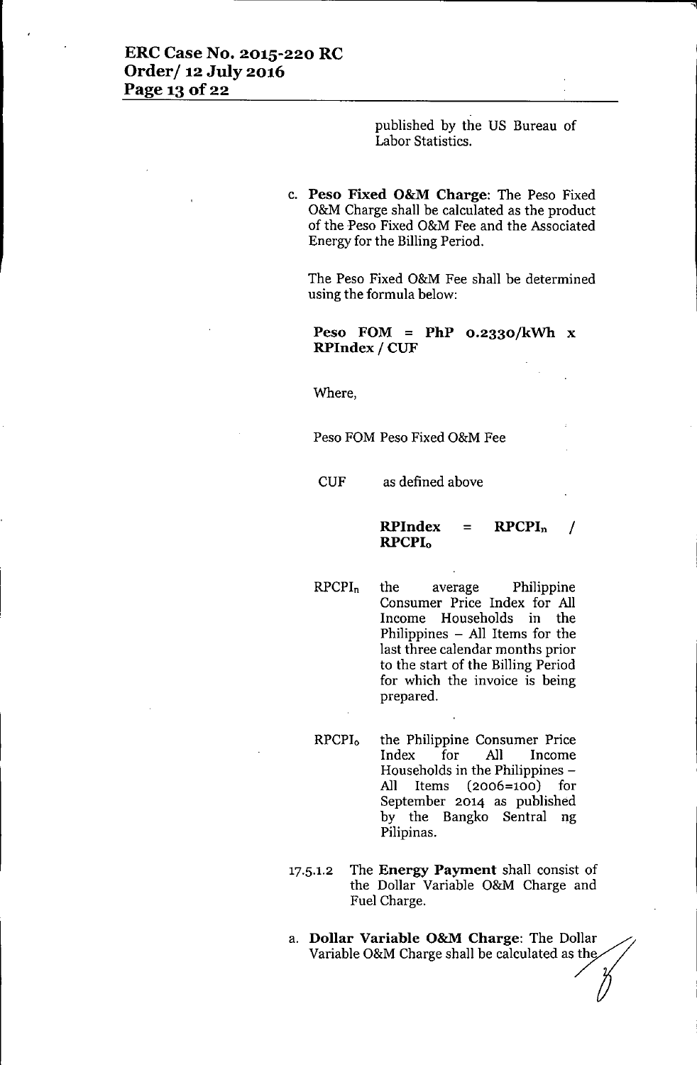published by the US Bureau of Labor Statistics.

c. **Peso Fixed O&M Charge**: The Peso Fixed O&M Charge shall be calculated as the product of the Peso Fixed O&M Fee and the Associated Energy for the Billing Period.

The Peso Fixed O&M Fee shall be determined using the formula below:

**Peso FOM = PhP 0.2330/kWh x RPIndex / CUF**

Where,

Peso FOM Peso Fixed O&M Fee

CUF as defined above

$$\textbf{RPIndex} = \textbf{RPCPI}_n / \textbf{RPCPI}_o$$

$RPCPI_n$ the average Philippine Consumer Price Index for All Income Households in the Philippines – All Items for the last three calendar months prior to the start of the Billing Period for which the invoice is being prepared.

$RPCPI_o$ the Philippine Consumer Price Index for All Income Households in the Philippines – All Items (2006=100) for September 2014 as published by the Bangko Sentral ng Pilipinas.

17.5.1.2 The **Energy Payment** shall consist of the Dollar Variable O&M Charge and Fuel Charge.

a. **Dollar Variable O&M Charge**: The Dollar Variable O&M Charge shall be calculated as the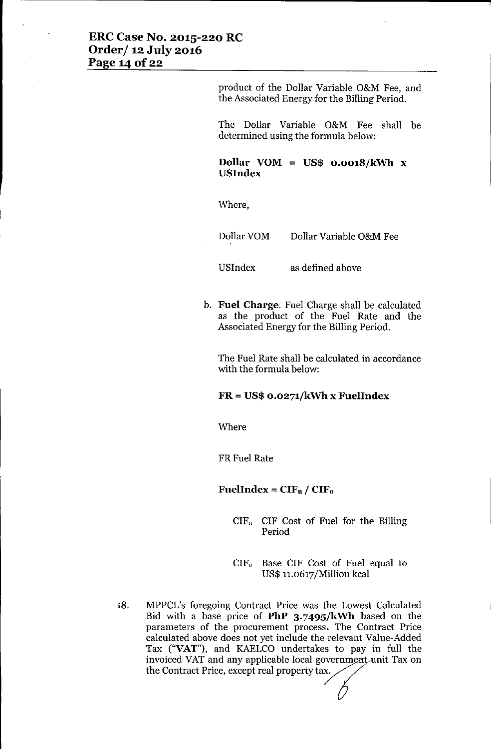product of the Dollar Variable O&M Fee, and the Associated Energy for the Billing Period.

The Dollar Variable O&M Fee shall be determined using the formula below:

**Dollar VOM = US$ 0.0018/kWh x USIndex**

Where,

Dollar VOM  Dollar Variable O&M Fee

USIndex  as defined above

b. **Fuel Charge**. Fuel Charge shall be calculated as the product of the Fuel Rate and the Associated Energy for the Billing Period.

The Fuel Rate shall be calculated in accordance with the formula below:

**FR = US$ 0.0271/kWh x FuelIndex**

Where

FR Fuel Rate

**FuelIndex = $CIF_n$ / $CIF_o$**

$CIF_n$ CIF Cost of Fuel for the Billing Period

$CIF_o$ Base CIF Cost of Fuel equal to US$ 11.0617/Million kcal

18. MPPCL's foregoing Contract Price was the Lowest Calculated Bid with a base price of **PhP 3.7495/kWh** based on the parameters of the procurement process. The Contract Price calculated above does not yet include the relevant Value-Added Tax ("**VAT**"), and KAELCO undertakes to pay in full the invoiced VAT and any applicable local government unit Tax on the Contract Price, except real property tax.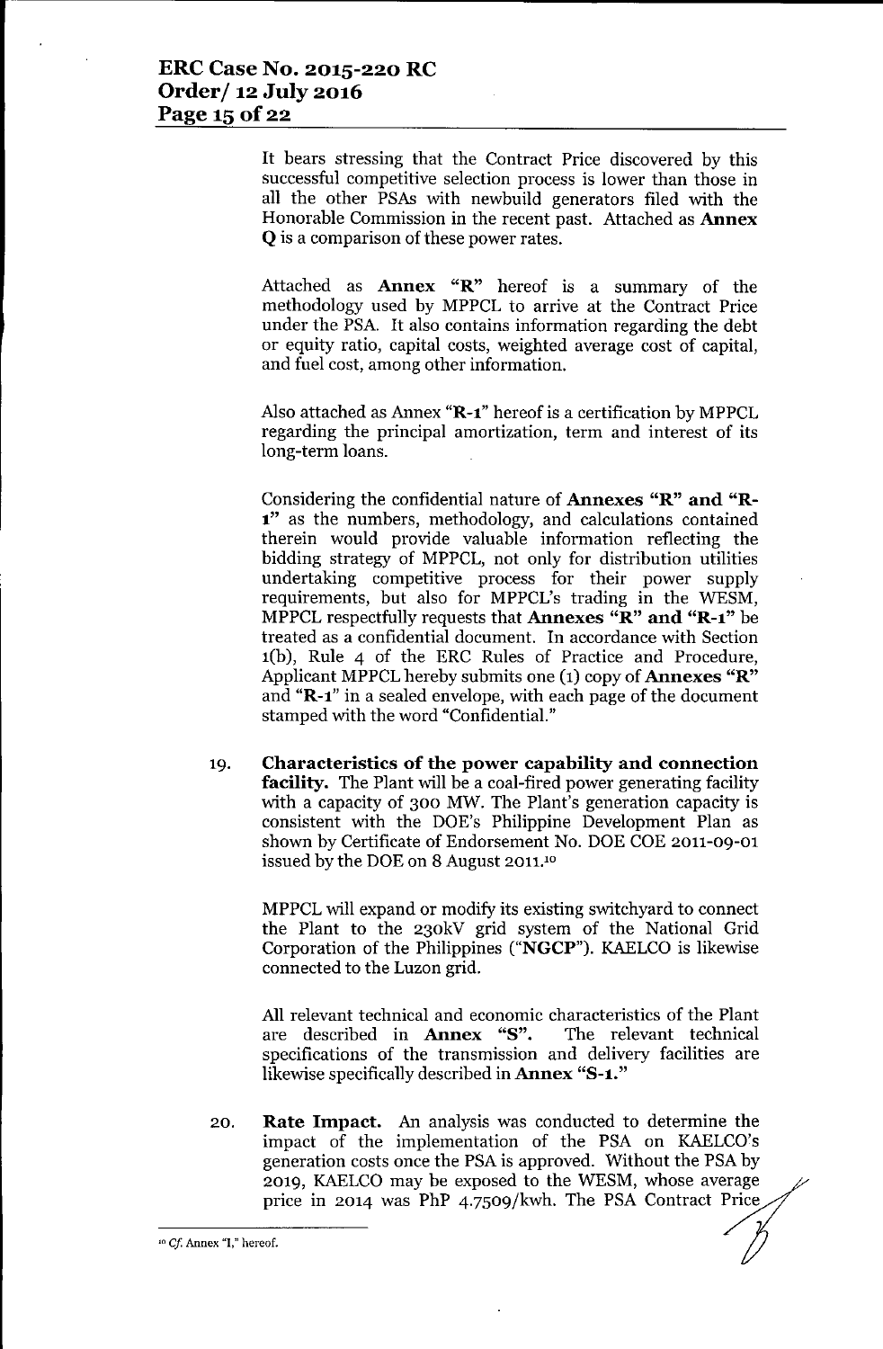It bears stressing that the Contract Price discovered by this successful competitive selection process is lower than those in all the other PSAs with newbuild generators filed with the Honorable Commission in the recent past. Attached as **Annex Q** is a comparison of these power rates.

Attached as **Annex "R"** hereof is a summary of the methodology used by MPPCL to arrive at the Contract Price under the PSA. It also contains information regarding the debt or equity ratio, capital costs, weighted average cost of capital, and fuel cost, among other information.

Also attached as Annex **"R-1"** hereof is a certification by MPPCL regarding the principal amortization, term and interest of its long-term loans.

Considering the confidential nature of **Annexes "R" and "R-1"** as the numbers, methodology, and calculations contained therein would provide valuable information reflecting the bidding strategy of MPPCL, not only for distribution utilities undertaking competitive process for their power supply requirements, but also for MPPCL's trading in the WESM, MPPCL respectfully requests that **Annexes "R" and "R-1"** be treated as a confidential document. In accordance with Section 1(b), Rule 4 of the ERC Rules of Practice and Procedure, Applicant MPPCL hereby submits one (1) copy of **Annexes "R"** and **"R-1"** in a sealed envelope, with each page of the document stamped with the word "Confidential."

19. **Characteristics of the power capability and connection facility.** The Plant will be a coal-fired power generating facility with a capacity of 300 MW. The Plant's generation capacity is consistent with the DOE's Philippine Development Plan as shown by Certificate of Endorsement No. DOE COE 2011-09-01 issued by the DOE on 8 August 2011.[10]

    MPPCL will expand or modify its existing switchyard to connect the Plant to the 230kV grid system of the National Grid Corporation of the Philippines ("**NGCP**"). KAELCO is likewise connected to the Luzon grid.

    All relevant technical and economic characteristics of the Plant are described in **Annex "S"**. The relevant technical specifications of the transmission and delivery facilities are likewise specifically described in **Annex "S-1."**

20. **Rate Impact.** An analysis was conducted to determine the impact of the implementation of the PSA on KAELCO's generation costs once the PSA is approved. Without the PSA by 2019, KAELCO may be exposed to the WESM, whose average price in 2014 was PhP 4.7509/kwh. The PSA Contract Price

---

[10] *Cf.* Annex "I," hereof.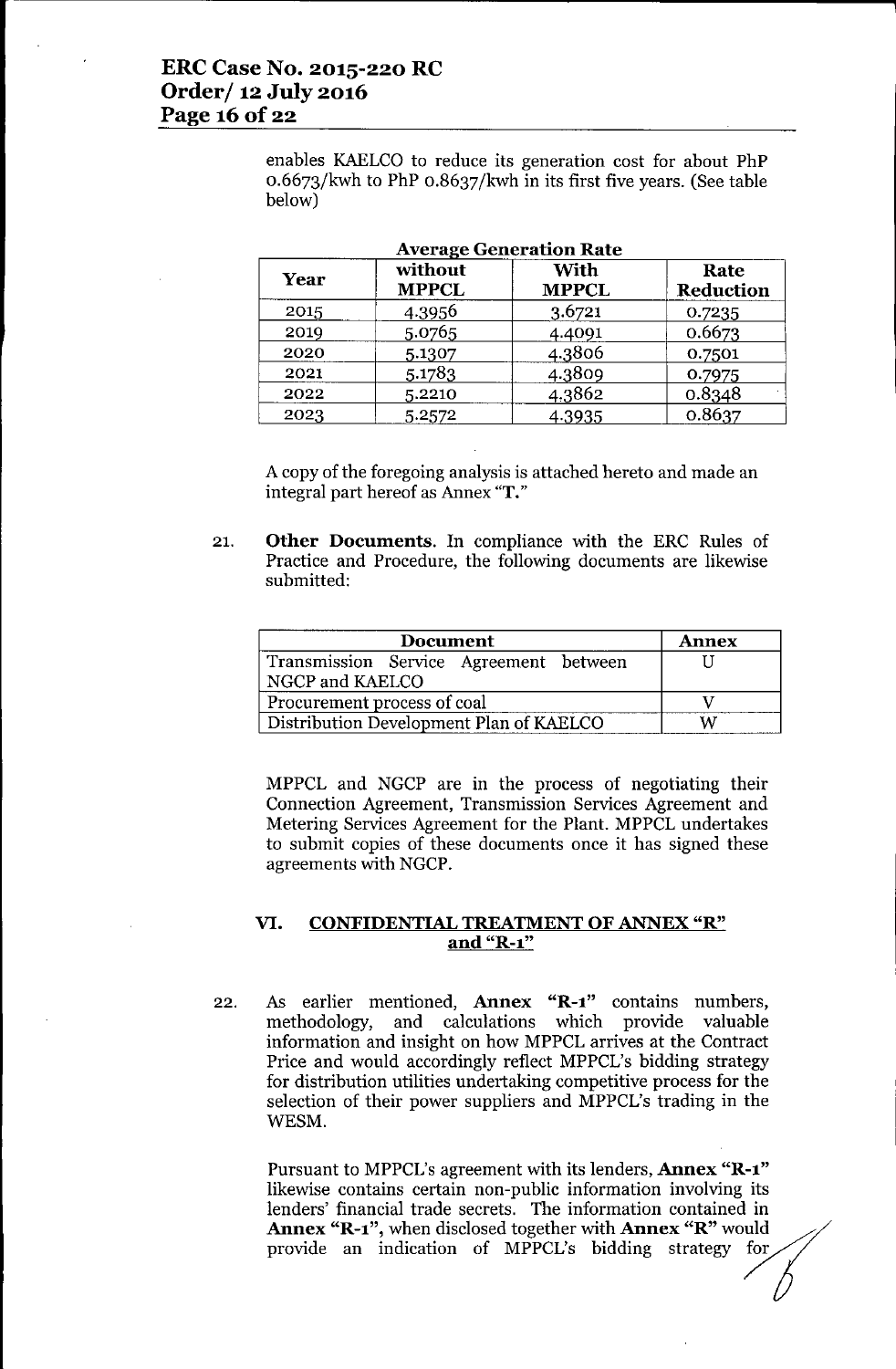enables KAELCO to reduce its generation cost for about PhP 0.6673/kwh to PhP 0.8637/kwh in its first five years. (See table below)

**Average Generation Rate**

| Year | without MPPCL | With MPPCL | Rate Reduction |
|---|---|---|---|
| 2015 | 4.3956 | 3.6721 | 0.7235 |
| 2019 | 5.0765 | 4.4091 | 0.6673 |
| 2020 | 5.1307 | 4.3806 | 0.7501 |
| 2021 | 5.1783 | 4.3809 | 0.7975 |
| 2022 | 5.2210 | 4.3862 | 0.8348 |
| 2023 | 5.2572 | 4.3935 | 0.8637 |

A copy of the foregoing analysis is attached hereto and made an integral part hereof as Annex "**T.**"

21. **Other Documents.** In compliance with the ERC Rules of Practice and Procedure, the following documents are likewise submitted:

| Document | Annex |
|---|---|
| Transmission Service Agreement between NGCP and KAELCO | U |
| Procurement process of coal | V |
| Distribution Development Plan of KAELCO | W |

MPPCL and NGCP are in the process of negotiating their Connection Agreement, Transmission Services Agreement and Metering Services Agreement for the Plant. MPPCL undertakes to submit copies of these documents once it has signed these agreements with NGCP.

## VI. CONFIDENTIAL TREATMENT OF ANNEX "R" and "R-1"

22. As earlier mentioned, **Annex "R-1"** contains numbers, methodology, and calculations which provide valuable information and insight on how MPPCL arrives at the Contract Price and would accordingly reflect MPPCL's bidding strategy for distribution utilities undertaking competitive process for the selection of their power suppliers and MPPCL's trading in the WESM.

Pursuant to MPPCL's agreement with its lenders, **Annex "R-1"** likewise contains certain non-public information involving its lenders' financial trade secrets. The information contained in **Annex "R-1"**, when disclosed together with **Annex "R"** would provide an indication of MPPCL's bidding strategy for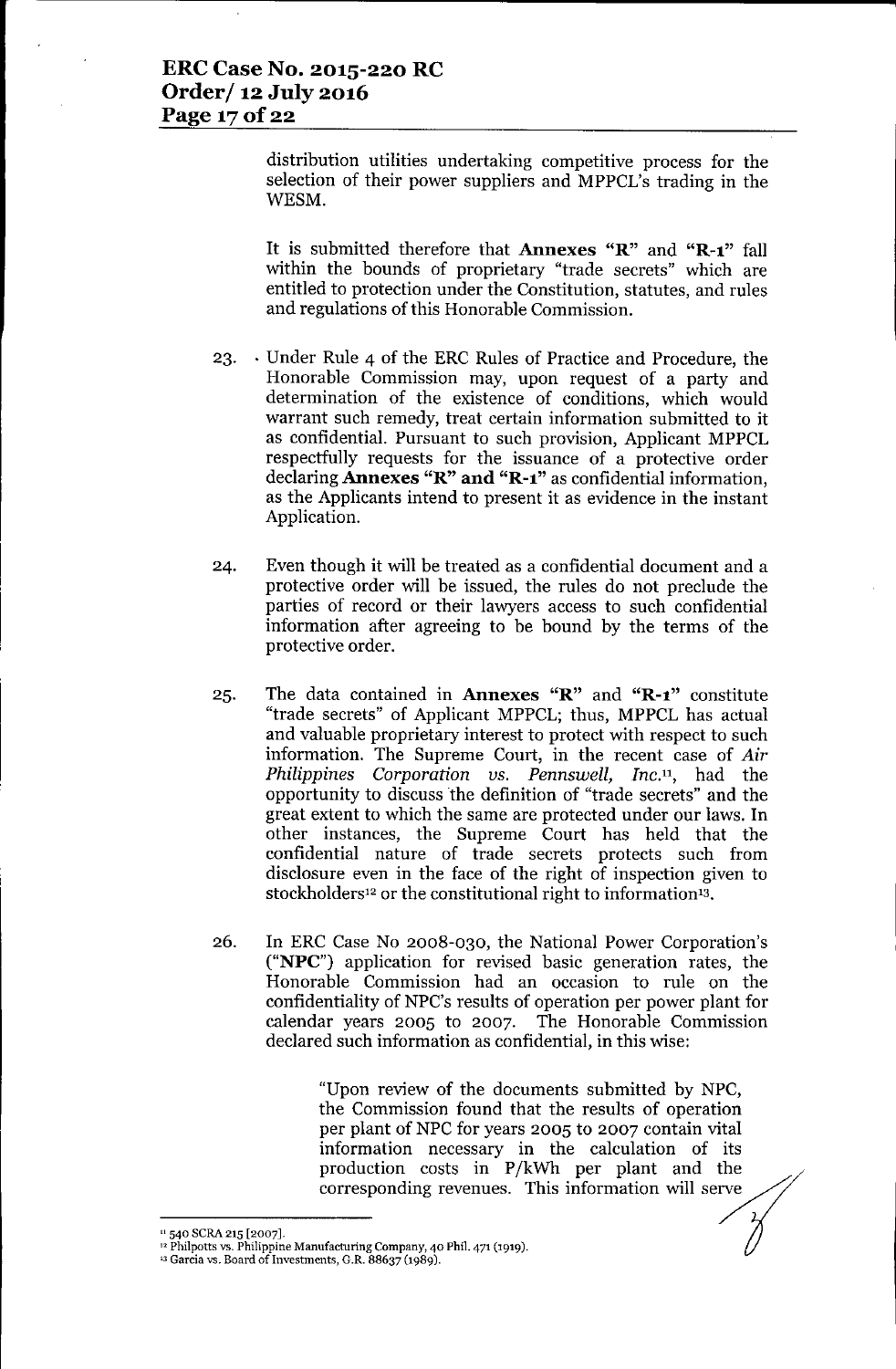distribution utilities undertaking competitive process for the selection of their power suppliers and MPPCL's trading in the WESM.

It is submitted therefore that **Annexes "R"** and **"R-1"** fall within the bounds of proprietary "trade secrets" which are entitled to protection under the Constitution, statutes, and rules and regulations of this Honorable Commission.

23. Under Rule 4 of the ERC Rules of Practice and Procedure, the Honorable Commission may, upon request of a party and determination of the existence of conditions, which would warrant such remedy, treat certain information submitted to it as confidential. Pursuant to such provision, Applicant MPPCL respectfully requests for the issuance of a protective order declaring **Annexes "R" and "R-1"** as confidential information, as the Applicants intend to present it as evidence in the instant Application.

24. Even though it will be treated as a confidential document and a protective order will be issued, the rules do not preclude the parties of record or their lawyers access to such confidential information after agreeing to be bound by the terms of the protective order.

25. The data contained in **Annexes "R"** and **"R-1"** constitute "trade secrets" of Applicant MPPCL; thus, MPPCL has actual and valuable proprietary interest to protect with respect to such information. The Supreme Court, in the recent case of *Air Philippines Corporation vs. Pennswell, Inc.*[11], had the opportunity to discuss the definition of "trade secrets" and the great extent to which the same are protected under our laws. In other instances, the Supreme Court has held that the confidential nature of trade secrets protects such from disclosure even in the face of the right of inspection given to stockholders[12] or the constitutional right to information[13].

26. In ERC Case No 2008-030, the National Power Corporation's ("**NPC**") application for revised basic generation rates, the Honorable Commission had an occasion to rule on the confidentiality of NPC's results of operation per power plant for calendar years 2005 to 2007. The Honorable Commission declared such information as confidential, in this wise:

> "Upon review of the documents submitted by NPC, the Commission found that the results of operation per plant of NPC for years 2005 to 2007 contain vital information necessary in the calculation of its production costs in P/kWh per plant and the corresponding revenues. This information will serve

---

[11] 540 SCRA 215 [2007].

[12] Philpotts vs. Philippine Manufacturing Company, 40 Phil. 471 (1919).

[13] Garcia vs. Board of Investments, G.R. 88637 (1989).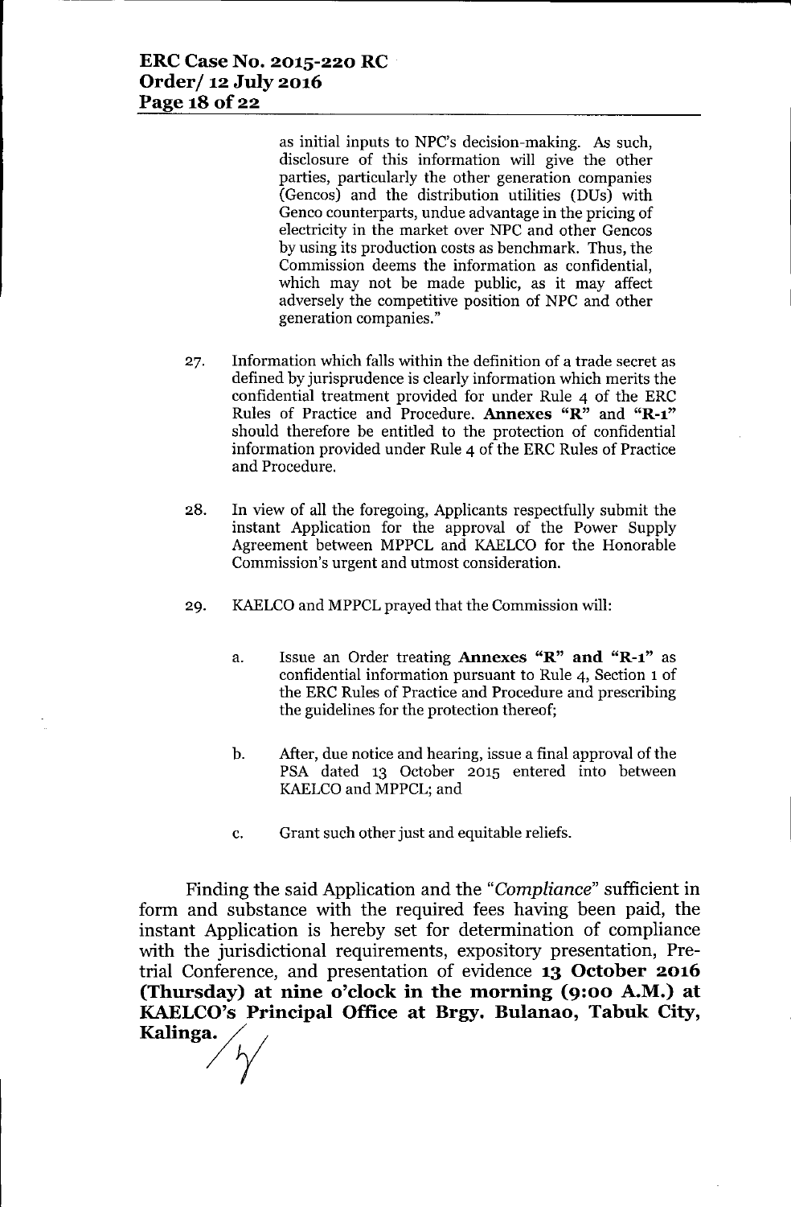as initial inputs to NPC's decision-making. As such, disclosure of this information will give the other parties, particularly the other generation companies (Gencos) and the distribution utilities (DUs) with Genco counterparts, undue advantage in the pricing of electricity in the market over NPC and other Gencos by using its production costs as benchmark. Thus, the Commission deems the information as confidential, which may not be made public, as it may affect adversely the competitive position of NPC and other generation companies."

27. Information which falls within the definition of a trade secret as defined by jurisprudence is clearly information which merits the confidential treatment provided for under Rule 4 of the ERC Rules of Practice and Procedure. **Annexes "R"** and **"R-1"** should therefore be entitled to the protection of confidential information provided under Rule 4 of the ERC Rules of Practice and Procedure.

28. In view of all the foregoing, Applicants respectfully submit the instant Application for the approval of the Power Supply Agreement between MPPCL and KAELCO for the Honorable Commission's urgent and utmost consideration.

29. KAELCO and MPPCL prayed that the Commission will:

    a. Issue an Order treating **Annexes "R" and "R-1"** as confidential information pursuant to Rule 4, Section 1 of the ERC Rules of Practice and Procedure and prescribing the guidelines for the protection thereof;

    b. After, due notice and hearing, issue a final approval of the PSA dated 13 October 2015 entered into between KAELCO and MPPCL; and

    c. Grant such other just and equitable reliefs.

Finding the said Application and the "*Compliance*" sufficient in form and substance with the required fees having been paid, the instant Application is hereby set for determination of compliance with the jurisdictional requirements, expository presentation, Pre-trial Conference, and presentation of evidence **13 October 2016 (Thursday) at nine o'clock in the morning (9:00 A.M.) at KAELCO's Principal Office at Brgy. Bulanao, Tabuk City, Kalinga.**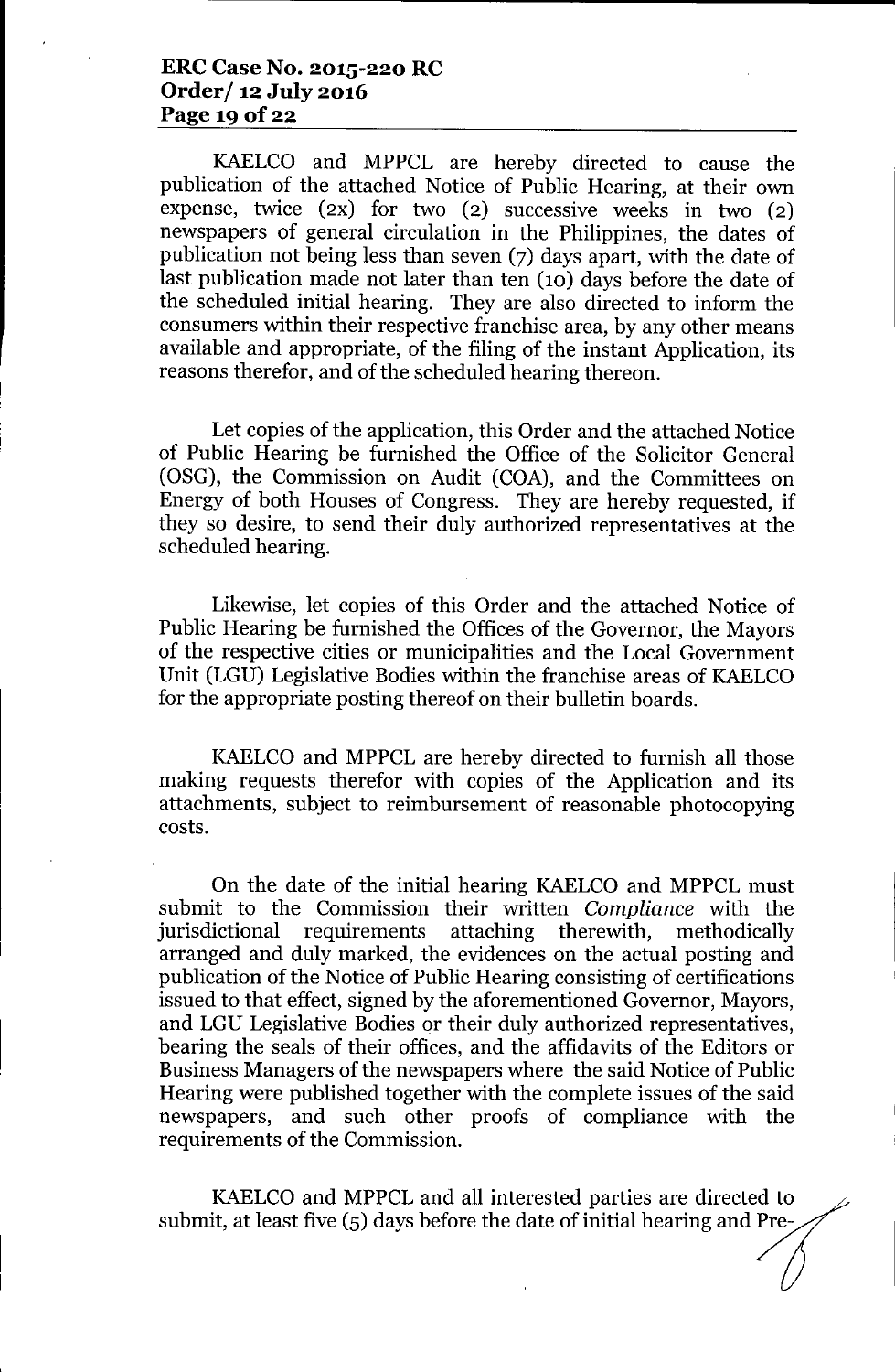KAELCO and MPPCL are hereby directed to cause the publication of the attached Notice of Public Hearing, at their own expense, twice (2x) for two (2) successive weeks in two (2) newspapers of general circulation in the Philippines, the dates of publication not being less than seven (7) days apart, with the date of last publication made not later than ten (10) days before the date of the scheduled initial hearing. They are also directed to inform the consumers within their respective franchise area, by any other means available and appropriate, of the filing of the instant Application, its reasons therefor, and of the scheduled hearing thereon.

Let copies of the application, this Order and the attached Notice of Public Hearing be furnished the Office of the Solicitor General (OSG), the Commission on Audit (COA), and the Committees on Energy of both Houses of Congress. They are hereby requested, if they so desire, to send their duly authorized representatives at the scheduled hearing.

Likewise, let copies of this Order and the attached Notice of Public Hearing be furnished the Offices of the Governor, the Mayors of the respective cities or municipalities and the Local Government Unit (LGU) Legislative Bodies within the franchise areas of KAELCO for the appropriate posting thereof on their bulletin boards.

KAELCO and MPPCL are hereby directed to furnish all those making requests therefor with copies of the Application and its attachments, subject to reimbursement of reasonable photocopying costs.

On the date of the initial hearing KAELCO and MPPCL must submit to the Commission their written *Compliance* with the jurisdictional requirements attaching therewith, methodically arranged and duly marked, the evidences on the actual posting and publication of the Notice of Public Hearing consisting of certifications issued to that effect, signed by the aforementioned Governor, Mayors, and LGU Legislative Bodies or their duly authorized representatives, bearing the seals of their offices, and the affidavits of the Editors or Business Managers of the newspapers where the said Notice of Public Hearing were published together with the complete issues of the said newspapers, and such other proofs of compliance with the requirements of the Commission.

KAELCO and MPPCL and all interested parties are directed to submit, at least five (5) days before the date of initial hearing and Pre-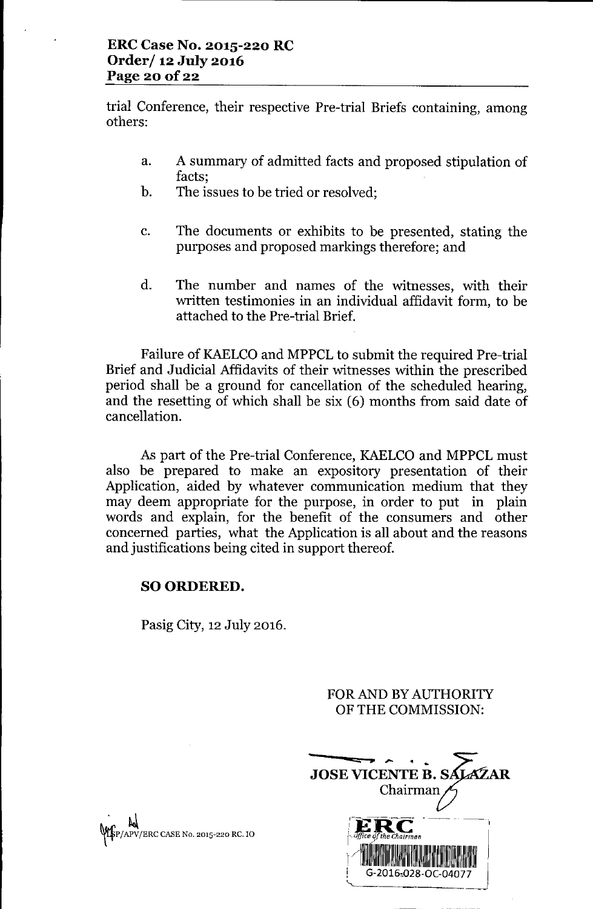trial Conference, their respective Pre-trial Briefs containing, among others:

a. A summary of admitted facts and proposed stipulation of facts;

b. The issues to be tried or resolved;

c. The documents or exhibits to be presented, stating the purposes and proposed markings therefore; and

d. The number and names of the witnesses, with their written testimonies in an individual affidavit form, to be attached to the Pre-trial Brief.

Failure of KAELCO and MPPCL to submit the required Pre-trial Brief and Judicial Affidavits of their witnesses within the prescribed period shall be a ground for cancellation of the scheduled hearing, and the resetting of which shall be six (6) months from said date of cancellation.

As part of the Pre-trial Conference, KAELCO and MPPCL must also be prepared to make an expository presentation of their Application, aided by whatever communication medium that they may deem appropriate for the purpose, in order to put in plain words and explain, for the benefit of the consumers and other concerned parties, what the Application is all about and the reasons and justifications being cited in support thereof.

**SO ORDERED.**

Pasig City, 12 July 2016.

FOR AND BY AUTHORITY
OF THE COMMISSION:

**JOSE VICENTE B. SALAZAR**
Chairman

LSP/APV/ERC CASE No. 2015-220 RC. IO

ERC
Office of the Chairman
G-2016-028-OC-04077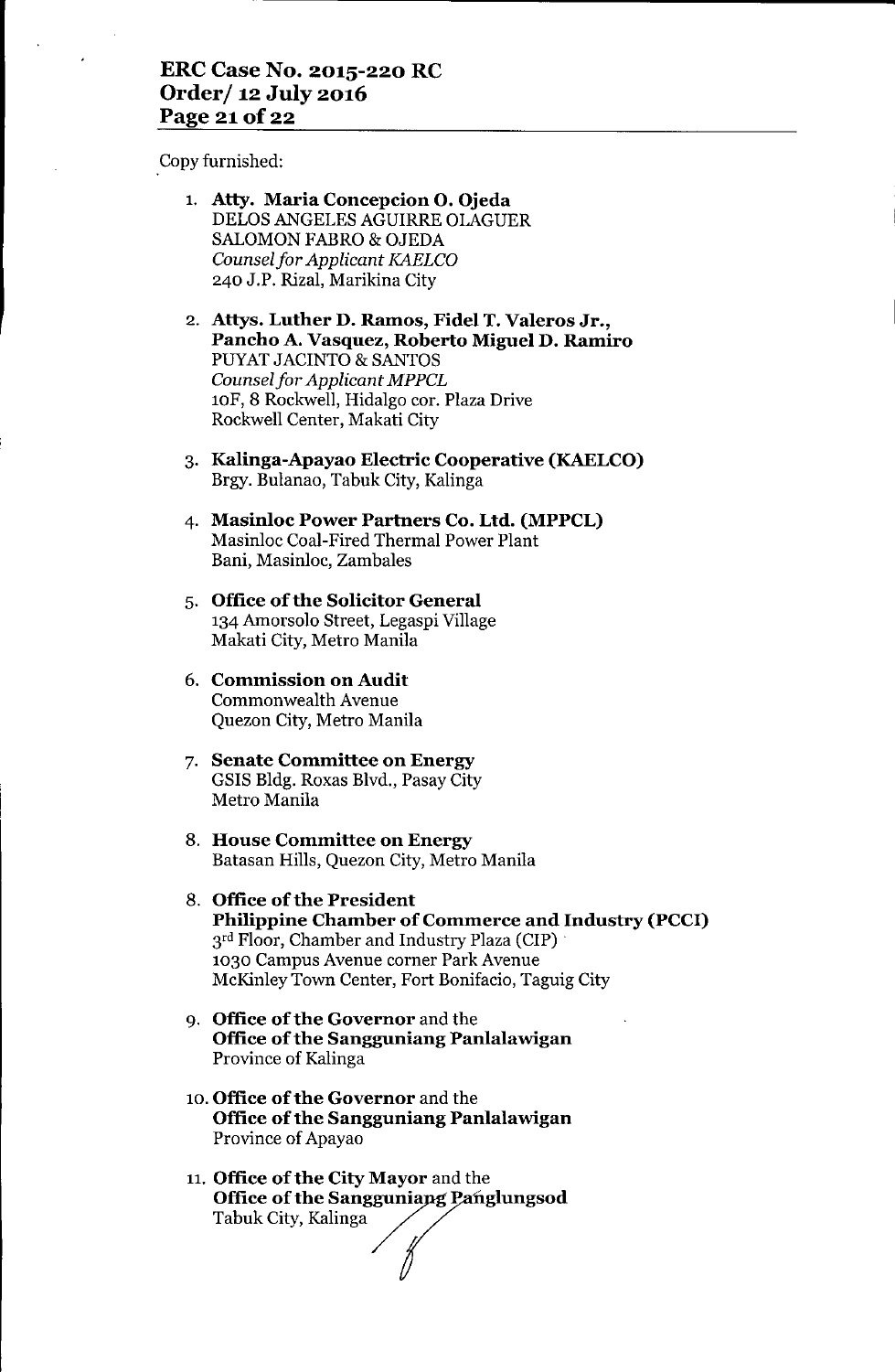Copy furnished:

1. **Atty. Maria Concepcion O. Ojeda**
   DELOS ANGELES AGUIRRE OLAGUER
   SALOMON FABRO & OJEDA
   *Counsel for Applicant KAELCO*
   240 J.P. Rizal, Marikina City

2. **Attys. Luther D. Ramos, Fidel T. Valeros Jr., Pancho A. Vasquez, Roberto Miguel D. Ramiro**
   PUYAT JACINTO & SANTOS
   *Counsel for Applicant MPPCL*
   10F, 8 Rockwell, Hidalgo cor. Plaza Drive
   Rockwell Center, Makati City

3. **Kalinga-Apayao Electric Cooperative (KAELCO)**
   Brgy. Bulanao, Tabuk City, Kalinga

4. **Masinloc Power Partners Co. Ltd. (MPPCL)**
   Masinloc Coal-Fired Thermal Power Plant
   Bani, Masinloc, Zambales

5. **Office of the Solicitor General**
   134 Amorsolo Street, Legaspi Village
   Makati City, Metro Manila

6. **Commission on Audit**
   Commonwealth Avenue
   Quezon City, Metro Manila

7. **Senate Committee on Energy**
   GSIS Bldg. Roxas Blvd., Pasay City
   Metro Manila

8. **House Committee on Energy**
   Batasan Hills, Quezon City, Metro Manila

8. **Office of the President**
   **Philippine Chamber of Commerce and Industry (PCCI)**
   3rd Floor, Chamber and Industry Plaza (CIP)
   1030 Campus Avenue corner Park Avenue
   McKinley Town Center, Fort Bonifacio, Taguig City

9. **Office of the Governor** and the
   **Office of the Sangguniang Panlalawigan**
   Province of Kalinga

10. **Office of the Governor** and the
    **Office of the Sangguniang Panlalawigan**
    Province of Apayao

11. **Office of the City Mayor** and the
    **Office of the Sangguniang Panglungsod**
    Tabuk City, Kalinga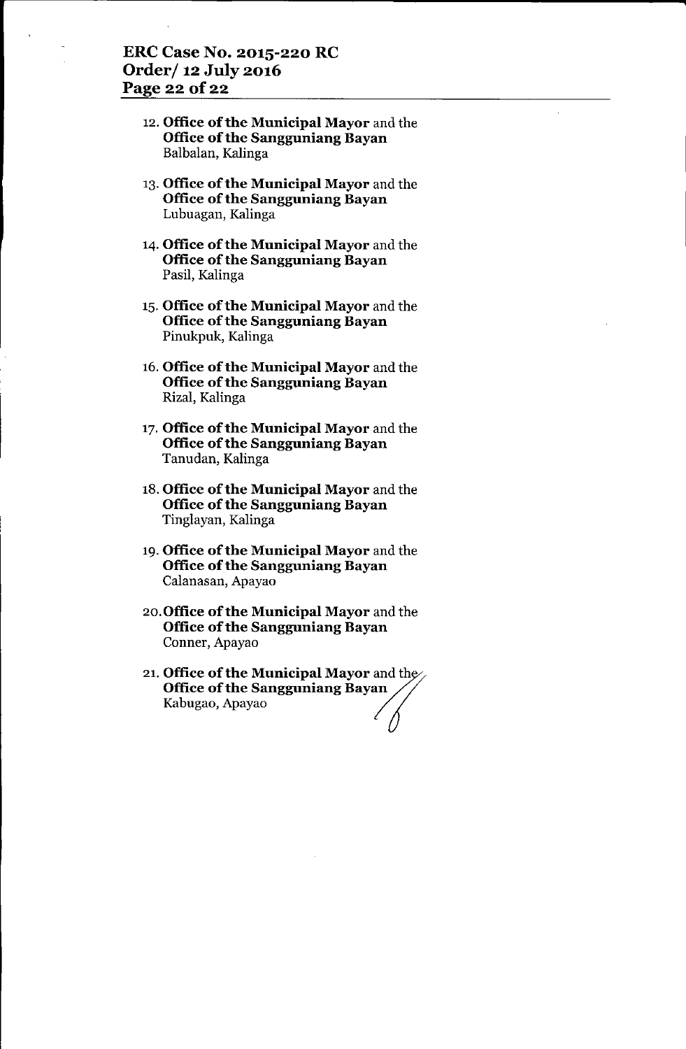12. **Office of the Municipal Mayor** and the **Office of the Sangguniang Bayan**
    Balbalan, Kalinga

13. **Office of the Municipal Mayor** and the **Office of the Sangguniang Bayan**
    Lubuagan, Kalinga

14. **Office of the Municipal Mayor** and the **Office of the Sangguniang Bayan**
    Pasil, Kalinga

15. **Office of the Municipal Mayor** and the **Office of the Sangguniang Bayan**
    Pinukpuk, Kalinga

16. **Office of the Municipal Mayor** and the **Office of the Sangguniang Bayan**
    Rizal, Kalinga

17. **Office of the Municipal Mayor** and the **Office of the Sangguniang Bayan**
    Tanudan, Kalinga

18. **Office of the Municipal Mayor** and the **Office of the Sangguniang Bayan**
    Tinglayan, Kalinga

19. **Office of the Municipal Mayor** and the **Office of the Sangguniang Bayan**
    Calanasan, Apayao

20. **Office of the Municipal Mayor** and the **Office of the Sangguniang Bayan**
    Conner, Apayao

21. **Office of the Municipal Mayor** and the **Office of the Sangguniang Bayan**
    Kabugao, Apayao